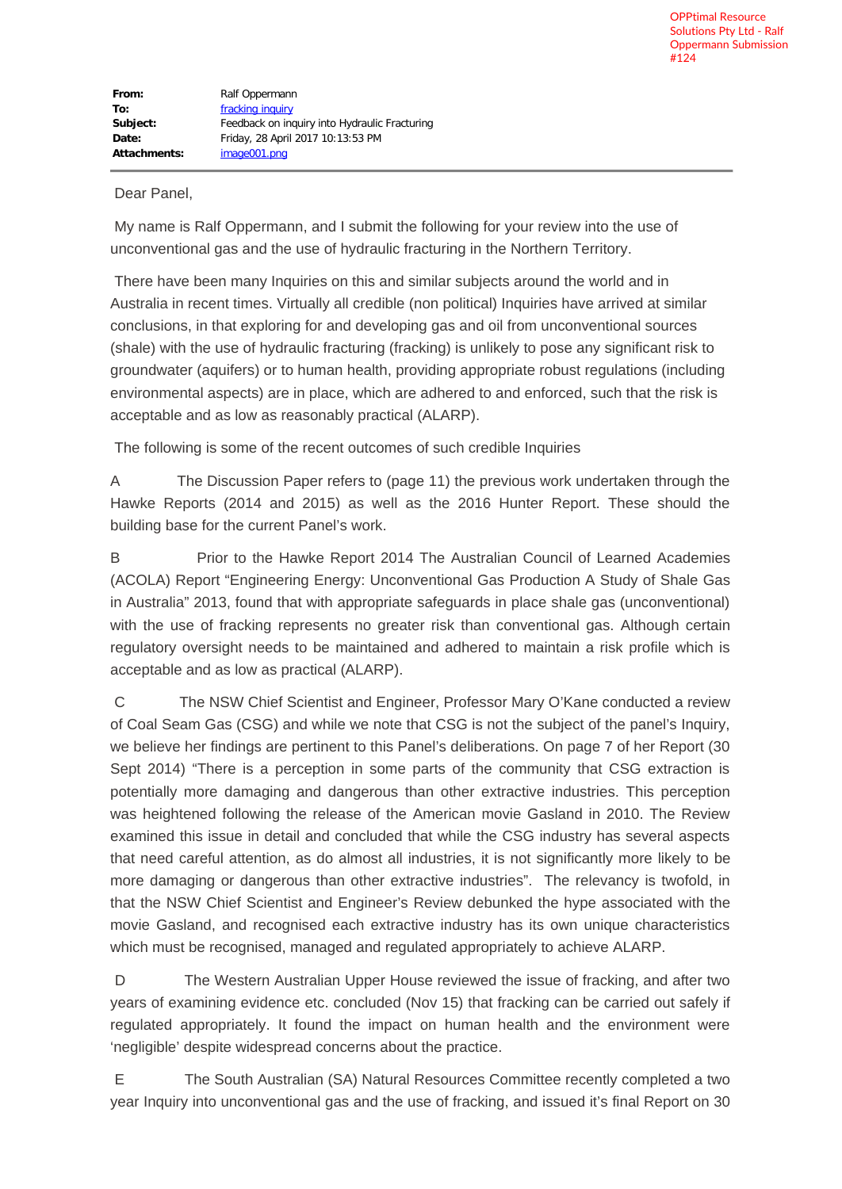OPPtimal Resource Solutions Pty Ltd - Ralf Oppermann Submission #124

| | |
|---|---|
| **From:** | Ralf Oppermann |
| **To:** | fracking inquiry |
| **Subject:** | Feedback on inquiry into Hydraulic Fracturing |
| **Date:** | Friday, 28 April 2017 10:13:53 PM |
| **Attachments:** | image001.png |

Dear Panel,

My name is Ralf Oppermann, and I submit the following for your review into the use of unconventional gas and the use of hydraulic fracturing in the Northern Territory.

There have been many Inquiries on this and similar subjects around the world and in Australia in recent times. Virtually all credible (non political) Inquiries have arrived at similar conclusions, in that exploring for and developing gas and oil from unconventional sources (shale) with the use of hydraulic fracturing (fracking) is unlikely to pose any significant risk to groundwater (aquifers) or to human health, providing appropriate robust regulations (including environmental aspects) are in place, which are adhered to and enforced, such that the risk is acceptable and as low as reasonably practical (ALARP).

The following is some of the recent outcomes of such credible Inquiries

A The Discussion Paper refers to (page 11) the previous work undertaken through the Hawke Reports (2014 and 2015) as well as the 2016 Hunter Report. These should the building base for the current Panel's work.

B Prior to the Hawke Report 2014 The Australian Council of Learned Academies (ACOLA) Report "Engineering Energy: Unconventional Gas Production A Study of Shale Gas in Australia" 2013, found that with appropriate safeguards in place shale gas (unconventional) with the use of fracking represents no greater risk than conventional gas. Although certain regulatory oversight needs to be maintained and adhered to maintain a risk profile which is acceptable and as low as practical (ALARP).

C The NSW Chief Scientist and Engineer, Professor Mary O'Kane conducted a review of Coal Seam Gas (CSG) and while we note that CSG is not the subject of the panel's Inquiry, we believe her findings are pertinent to this Panel's deliberations. On page 7 of her Report (30 Sept 2014) "There is a perception in some parts of the community that CSG extraction is potentially more damaging and dangerous than other extractive industries. This perception was heightened following the release of the American movie Gasland in 2010. The Review examined this issue in detail and concluded that while the CSG industry has several aspects that need careful attention, as do almost all industries, it is not significantly more likely to be more damaging or dangerous than other extractive industries". The relevancy is twofold, in that the NSW Chief Scientist and Engineer's Review debunked the hype associated with the movie Gasland, and recognised each extractive industry has its own unique characteristics which must be recognised, managed and regulated appropriately to achieve ALARP.

D The Western Australian Upper House reviewed the issue of fracking, and after two years of examining evidence etc. concluded (Nov 15) that fracking can be carried out safely if regulated appropriately. It found the impact on human health and the environment were 'negligible' despite widespread concerns about the practice.

E The South Australian (SA) Natural Resources Committee recently completed a two year Inquiry into unconventional gas and the use of fracking, and issued it's final Report on 30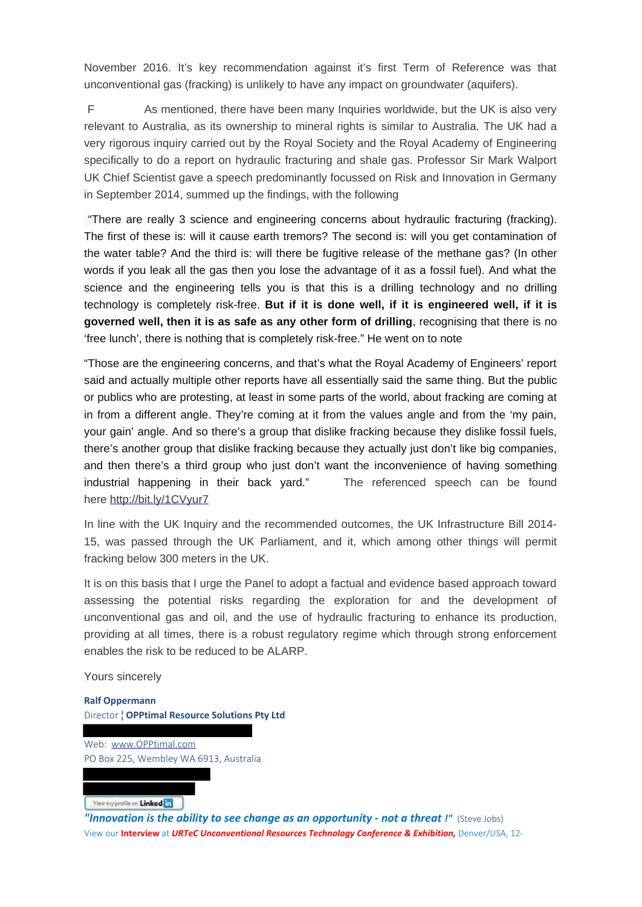November 2016. It's key recommendation against it's first Term of Reference was that unconventional gas (fracking) is unlikely to have any impact on groundwater (aquifers).

F As mentioned, there have been many Inquiries worldwide, but the UK is also very relevant to Australia, as its ownership to mineral rights is similar to Australia. The UK had a very rigorous inquiry carried out by the Royal Society and the Royal Academy of Engineering specifically to do a report on hydraulic fracturing and shale gas. Professor Sir Mark Walport UK Chief Scientist gave a speech predominantly focussed on Risk and Innovation in Germany in September 2014, summed up the findings, with the following

"There are really 3 science and engineering concerns about hydraulic fracturing (fracking). The first of these is: will it cause earth tremors? The second is: will you get contamination of the water table? And the third is: will there be fugitive release of the methane gas? (In other words if you leak all the gas then you lose the advantage of it as a fossil fuel). And what the science and the engineering tells you is that this is a drilling technology and no drilling technology is completely risk-free. **But if it is done well, if it is engineered well, if it is governed well, then it is as safe as any other form of drilling**, recognising that there is no 'free lunch', there is nothing that is completely risk-free." He went on to note

"Those are the engineering concerns, and that's what the Royal Academy of Engineers' report said and actually multiple other reports have all essentially said the same thing. But the public or publics who are protesting, at least in some parts of the world, about fracking are coming at in from a different angle. They're coming at it from the values angle and from the 'my pain, your gain' angle. And so there's a group that dislike fracking because they dislike fossil fuels, there's another group that dislike fracking because they actually just don't like big companies, and then there's a third group who just don't want the inconvenience of having something industrial happening in their back yard." The referenced speech can be found here http://bit.ly/1CVyur7

In line with the UK Inquiry and the recommended outcomes, the UK Infrastructure Bill 2014-15, was passed through the UK Parliament, and it, which among other things will permit fracking below 300 meters in the UK.

It is on this basis that I urge the Panel to adopt a factual and evidence based approach toward assessing the potential risks regarding the exploration for and the development of unconventional gas and oil, and the use of hydraulic fracturing to enhance its production, providing at all times, there is a robust regulatory regime which through strong enforcement enables the risk to be reduced to be ALARP.

Yours sincerely

**Ralf Oppermann**
Director ¦ **OPPtimal Resource Solutions Pty Ltd**

Web: www.OPPtimal.com
PO Box 225, Wembley WA 6913, Australia

View my profile on LinkedIn

***"Innovation is the ability to see change as an opportunity - not a threat !"*** (Steve Jobs)
View our **Interview** at ***URTeC Unconventional Resources Technology Conference & Exhibition,*** Denver/USA, 12-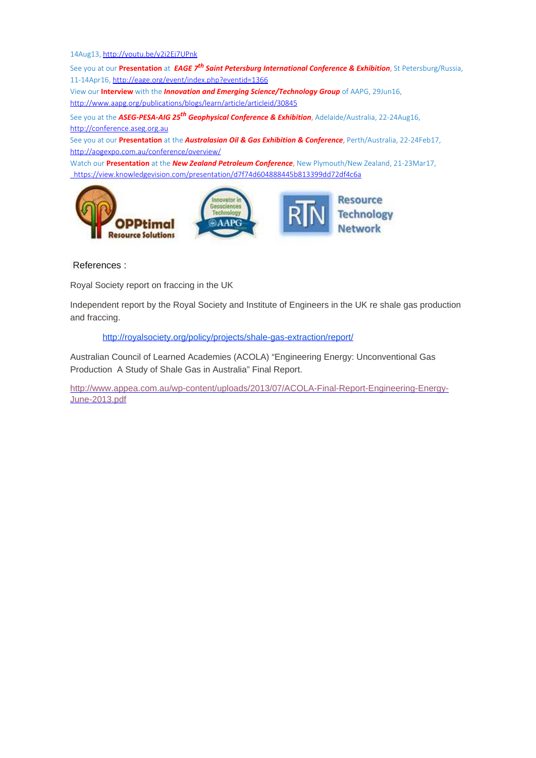14Aug13, http://youtu.be/y2i2Ej7UPnk

See you at our **Presentation** at ***EAGE 7th Saint Petersburg International Conference & Exhibition***, St Petersburg/Russia, 11-14Apr16, http://eage.org/event/index.php?eventid=1366

View our **Interview** with the ***Innovation and Emerging Science/Technology Group*** of AAPG, 29Jun16, http://www.aapg.org/publications/blogs/learn/article/articleid/30845

See you at the ***ASEG-PESA-AIG 25th Geophysical Conference & Exhibition***, Adelaide/Australia, 22-24Aug16, http://conference.aseg.org.au

See you at our **Presentation** at the ***Australasian Oil & Gas Exhibition & Conference***, Perth/Australia, 22-24Feb17, http://aogexpo.com.au/conference/overview/

Watch our **Presentation** at the ***New Zealand Petroleum Conference***, New Plymouth/New Zealand, 21-23Mar17, https://view.knowledgevision.com/presentation/d7f74d604888445b813399dd72df4c6a

OPPtimal Resource Solutions

Innovator in Geosciences Technology AAPG

RTN Resource Technology Network

References :

Royal Society report on fraccing in the UK

Independent report by the Royal Society and Institute of Engineers in the UK re shale gas production and fraccing.

http://royalsociety.org/policy/projects/shale-gas-extraction/report/

Australian Council of Learned Academies (ACOLA) "Engineering Energy: Unconventional Gas Production A Study of Shale Gas in Australia" Final Report.

http://www.appea.com.au/wp-content/uploads/2013/07/ACOLA-Final-Report-Engineering-Energy-June-2013.pdf